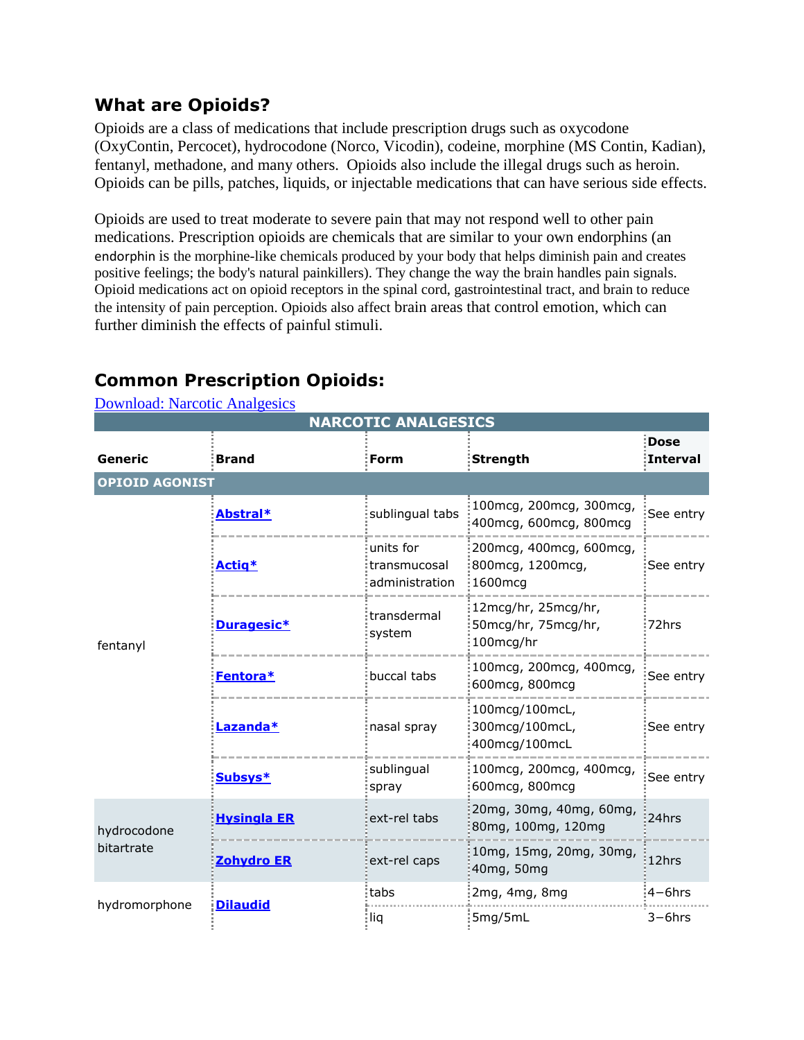## What are Opioids?

Opioids are a class of medications that include prescription drugs such as oxycodone (OxyContin, Percocet), hydrocodone (Norco, Vicodin), codeine, morphine (MS Contin, Kadian), fentanyl, methadone, and many others. Opioids also include the illegal drugs such as heroin. Opioids can be pills, patches, liquids, or injectable medications that can have serious side effects.

Opioids are used to treat moderate to severe pain that may not respond well to other pain medications. Prescription opioids are chemicals that are similar to your own endorphins (an endorphin is the morphine-like chemicals produced by your body that helps diminish pain and creates positive feelings; the body's natural painkillers). They change the way the brain handles pain signals. Opioid medications act on opioid receptors in the spinal cord, gastrointestinal tract, and brain to reduce the intensity of pain perception. Opioids also affect brain areas that control emotion, which can further diminish the effects of painful stimuli.

## Common Prescription Opioids:

[Download: Narcotic Analgesics]

| NARCOTIC ANALGESICS | | | | |
|---|---|---|---|---|
| **Generic** | **Brand** | **Form** | **Strength** | **Dose Interval** |
| **OPIOID AGONIST** | | | | |
| fentanyl | **Abstral*** | sublingual tabs | 100mcg, 200mcg, 300mcg, 400mcg, 600mcg, 800mcg | See entry |
| | **Actiq*** | units for transmucosal administration | 200mcg, 400mcg, 600mcg, 800mcg, 1200mcg, 1600mcg | See entry |
| | **Duragesic*** | transdermal system | 12mcg/hr, 25mcg/hr, 50mcg/hr, 75mcg/hr, 100mcg/hr | 72hrs |
| | **Fentora*** | buccal tabs | 100mcg, 200mcg, 400mcg, 600mcg, 800mcg | See entry |
| | **Lazanda*** | nasal spray | 100mcg/100mcL, 300mcg/100mcL, 400mcg/100mcL | See entry |
| | **Subsys*** | sublingual spray | 100mcg, 200mcg, 400mcg, 600mcg, 800mcg | See entry |
| hydrocodone bitartrate | **Hysingla ER** | ext-rel tabs | 20mg, 30mg, 40mg, 60mg, 80mg, 100mg, 120mg | 24hrs |
| | **Zohydro ER** | ext-rel caps | 10mg, 15mg, 20mg, 30mg, 40mg, 50mg | 12hrs |
| hydromorphone | **Dilaudid** | tabs | 2mg, 4mg, 8mg | 4–6hrs |
| | | liq | 5mg/5mL | 3–6hrs |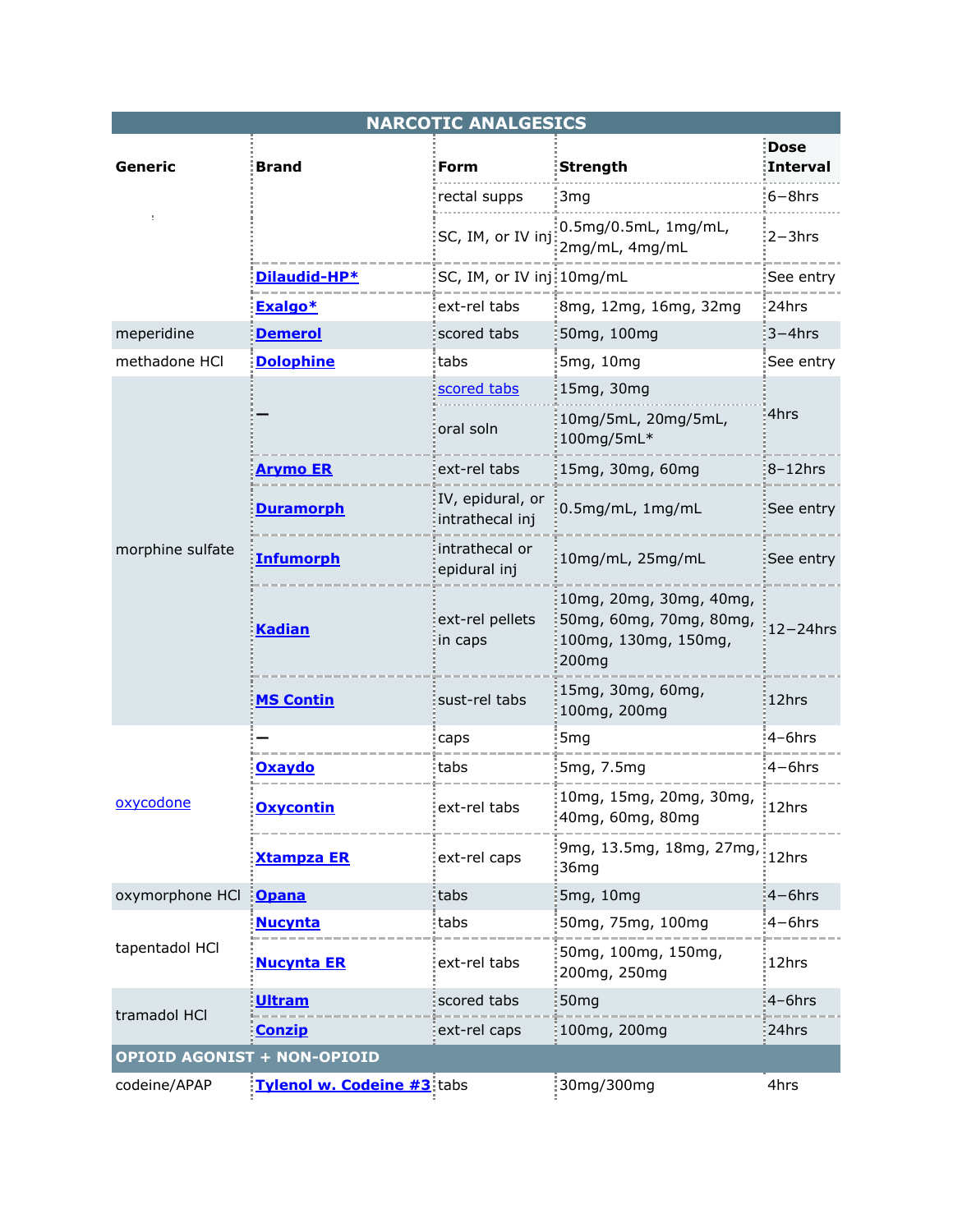| NARCOTIC ANALGESICS | | | | |
|---|---|---|---|---|
| **Generic** | **Brand** | **Form** | **Strength** | **Dose Interval** |
| ! | | rectal supps | 3mg | 6–8hrs |
| | | SC, IM, or IV inj | 0.5mg/0.5mL, 1mg/mL, 2mg/mL, 4mg/mL | 2–3hrs |
| | **Dilaudid-HP*** | SC, IM, or IV inj | 10mg/mL | See entry |
| | **Exalgo*** | ext-rel tabs | 8mg, 12mg, 16mg, 32mg | 24hrs |
| meperidine | **Demerol** | scored tabs | 50mg, 100mg | 3–4hrs |
| methadone HCl | **Dolophine** | tabs | 5mg, 10mg | See entry |
| morphine sulfate | — | scored tabs | 15mg, 30mg | 4hrs |
| | | oral soln | 10mg/5mL, 20mg/5mL, 100mg/5mL* | |
| | **Arymo ER** | ext-rel tabs | 15mg, 30mg, 60mg | 8–12hrs |
| | **Duramorph** | IV, epidural, or intrathecal inj | 0.5mg/mL, 1mg/mL | See entry |
| | **Infumorph** | intrathecal or epidural inj | 10mg/mL, 25mg/mL | See entry |
| | **Kadian** | ext-rel pellets in caps | 10mg, 20mg, 30mg, 40mg, 50mg, 60mg, 70mg, 80mg, 100mg, 130mg, 150mg, 200mg | 12–24hrs |
| | **MS Contin** | sust-rel tabs | 15mg, 30mg, 60mg, 100mg, 200mg | 12hrs |
| oxycodone | — | caps | 5mg | 4–6hrs |
| | **Oxaydo** | tabs | 5mg, 7.5mg | 4–6hrs |
| | **Oxycontin** | ext-rel tabs | 10mg, 15mg, 20mg, 30mg, 40mg, 60mg, 80mg | 12hrs |
| | **Xtampza ER** | ext-rel caps | 9mg, 13.5mg, 18mg, 27mg, 36mg | 12hrs |
| oxymorphone HCl | **Opana** | tabs | 5mg, 10mg | 4–6hrs |
| tapentadol HCl | **Nucynta** | tabs | 50mg, 75mg, 100mg | 4–6hrs |
| | **Nucynta ER** | ext-rel tabs | 50mg, 100mg, 150mg, 200mg, 250mg | 12hrs |
| tramadol HCl | **Ultram** | scored tabs | 50mg | 4–6hrs |
| | **Conzip** | ext-rel caps | 100mg, 200mg | 24hrs |
| **OPIOID AGONIST + NON-OPIOID** | | | | |
| codeine/APAP | **Tylenol w. Codeine #3** | tabs | 30mg/300mg | 4hrs |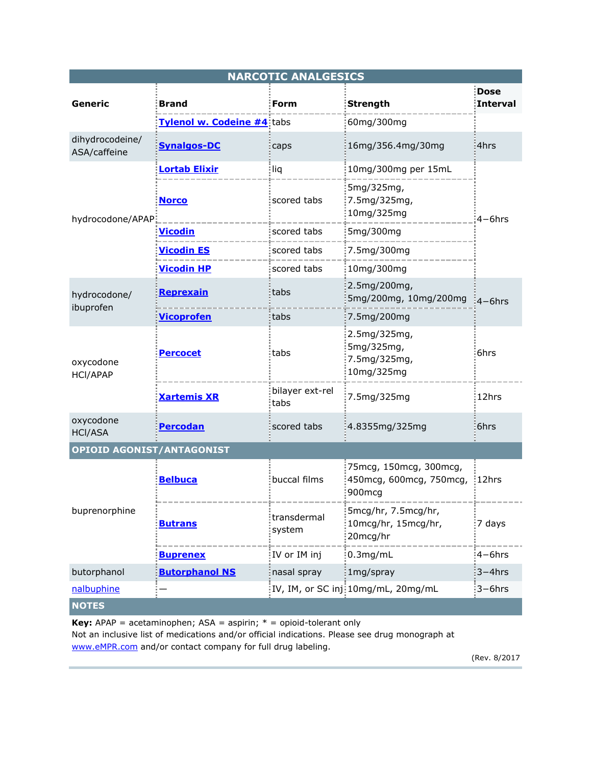| NARCOTIC ANALGESICS | | | | |
|---|---|---|---|---|
| **Generic** | **Brand** | **Form** | **Strength** | **Dose Interval** |
| | Tylenol w. Codeine #4 | tabs | 60mg/300mg | |
| dihydrocodeine/ ASA/caffeine | Synalgos-DC | caps | 16mg/356.4mg/30mg | 4hrs |
| hydrocodone/APAP | Lortab Elixir | liq | 10mg/300mg per 15mL | 4–6hrs |
| | Norco | scored tabs | 5mg/325mg, 7.5mg/325mg, 10mg/325mg | |
| | Vicodin | scored tabs | 5mg/300mg | |
| | Vicodin ES | scored tabs | 7.5mg/300mg | |
| | Vicodin HP | scored tabs | 10mg/300mg | |
| hydrocodone/ ibuprofen | Reprexain | tabs | 2.5mg/200mg, 5mg/200mg, 10mg/200mg | 4–6hrs |
| | Vicoprofen | tabs | 7.5mg/200mg | |
| oxycodone HCl/APAP | Percocet | tabs | 2.5mg/325mg, 5mg/325mg, 7.5mg/325mg, 10mg/325mg | 6hrs |
| | Xartemis XR | bilayer ext-rel tabs | 7.5mg/325mg | 12hrs |
| oxycodone HCl/ASA | Percodan | scored tabs | 4.8355mg/325mg | 6hrs |
| **OPIOID AGONIST/ANTAGONIST** | | | | |
| buprenorphine | Belbuca | buccal films | 75mcg, 150mcg, 300mcg, 450mcg, 600mcg, 750mcg, 900mcg | 12hrs |
| | Butrans | transdermal system | 5mcg/hr, 7.5mcg/hr, 10mcg/hr, 15mcg/hr, 20mcg/hr | 7 days |
| | Buprenex | IV or IM inj | 0.3mg/mL | 4–6hrs |
| butorphanol | Butorphanol NS | nasal spray | 1mg/spray | 3–4hrs |
| nalbuphine | — | IV, IM, or SC inj | 10mg/mL, 20mg/mL | 3–6hrs |

**NOTES**

**Key:** APAP = acetaminophen; ASA = aspirin; * = opioid-tolerant only
Not an inclusive list of medications and/or official indications. Please see drug monograph at www.eMPR.com and/or contact company for full drug labeling.

(Rev. 8/2017